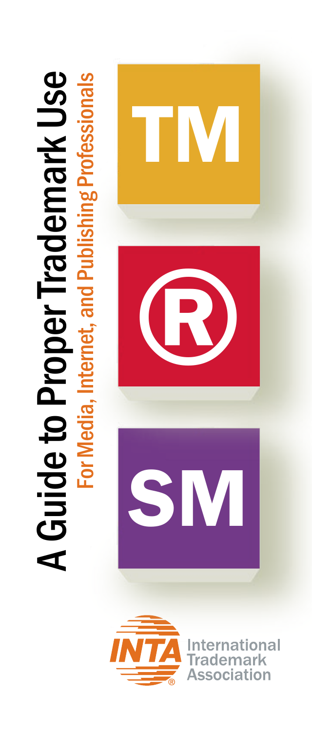# A Guide to Proper Trademark Use

## For Media, Internet, and Publishing Professionals

TM

®

SM

INTA® International Trademark Association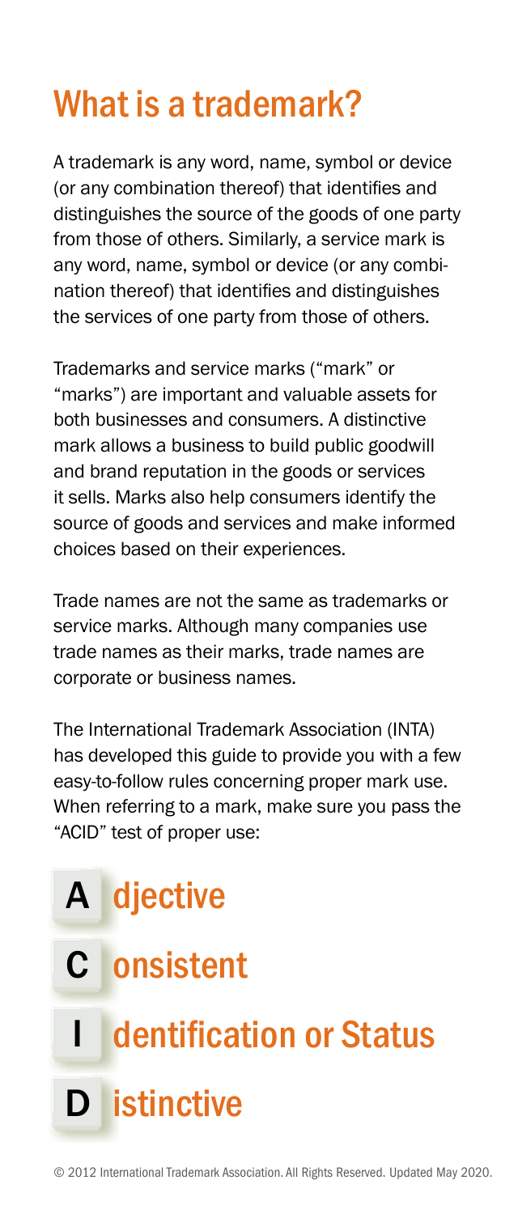# What is a trademark?

A trademark is any word, name, symbol or device (or any combination thereof) that identifies and distinguishes the source of the goods of one party from those of others. Similarly, a service mark is any word, name, symbol or device (or any combination thereof) that identifies and distinguishes the services of one party from those of others.

Trademarks and service marks ("mark" or "marks") are important and valuable assets for both businesses and consumers. A distinctive mark allows a business to build public goodwill and brand reputation in the goods or services it sells. Marks also help consumers identify the source of goods and services and make informed choices based on their experiences.

Trade names are not the same as trademarks or service marks. Although many companies use trade names as their marks, trade names are corporate or business names.

The International Trademark Association (INTA) has developed this guide to provide you with a few easy-to-follow rules concerning proper mark use. When referring to a mark, make sure you pass the "ACID" test of proper use:

- **A** djective
- **C** onsistent
- **I** dentification or Status
- **D** istinctive

© 2012 International Trademark Association. All Rights Reserved. Updated May 2020.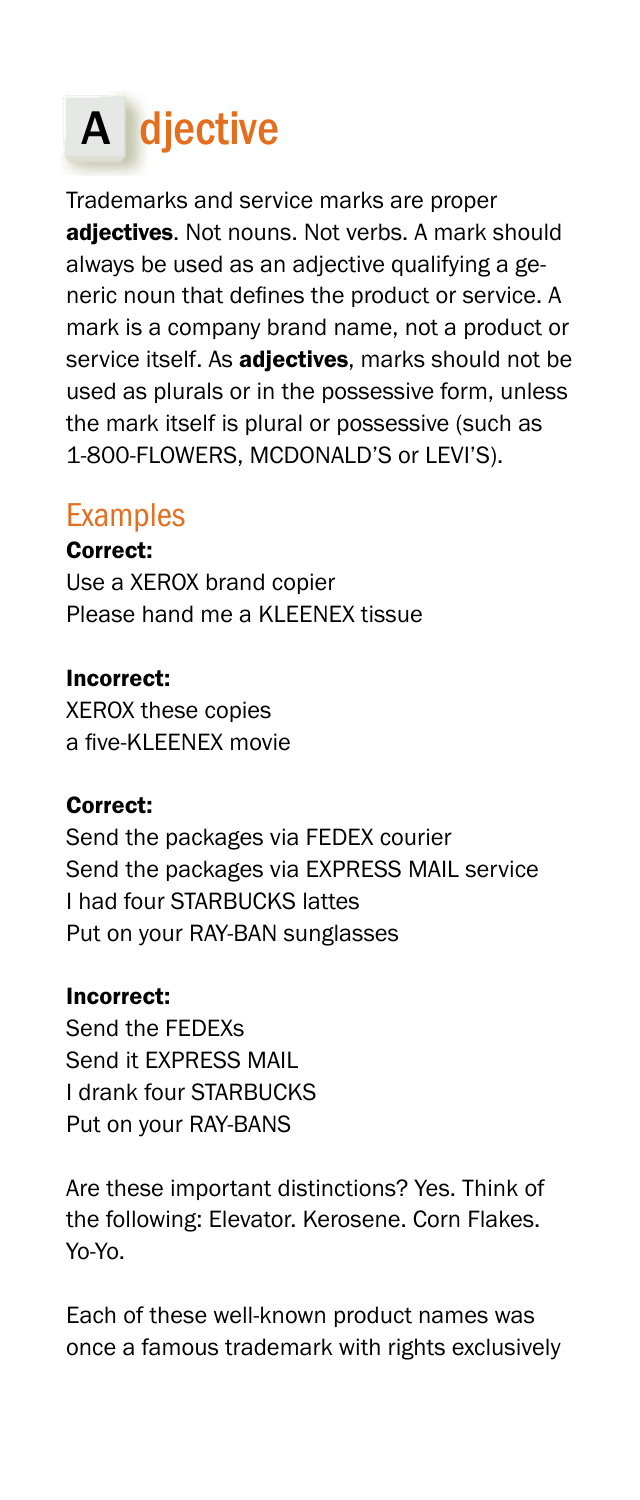# Adjective

Trademarks and service marks are proper **adjectives**. Not nouns. Not verbs. A mark should always be used as an adjective qualifying a generic noun that defines the product or service. A mark is a company brand name, not a product or service itself. As **adjectives**, marks should not be used as plurals or in the possessive form, unless the mark itself is plural or possessive (such as 1-800-FLOWERS, MCDONALD'S or LEVI'S).

## Examples

**Correct:**

Use a XEROX brand copier
Please hand me a KLEENEX tissue

**Incorrect:**

XEROX these copies
a five-KLEENEX movie

**Correct:**

Send the packages via FEDEX courier
Send the packages via EXPRESS MAIL service
I had four STARBUCKS lattes
Put on your RAY-BAN sunglasses

**Incorrect:**

Send the FEDEXs
Send it EXPRESS MAIL
I drank four STARBUCKS
Put on your RAY-BANS

Are these important distinctions? Yes. Think of the following: Elevator. Kerosene. Corn Flakes. Yo-Yo.

Each of these well-known product names was once a famous trademark with rights exclusively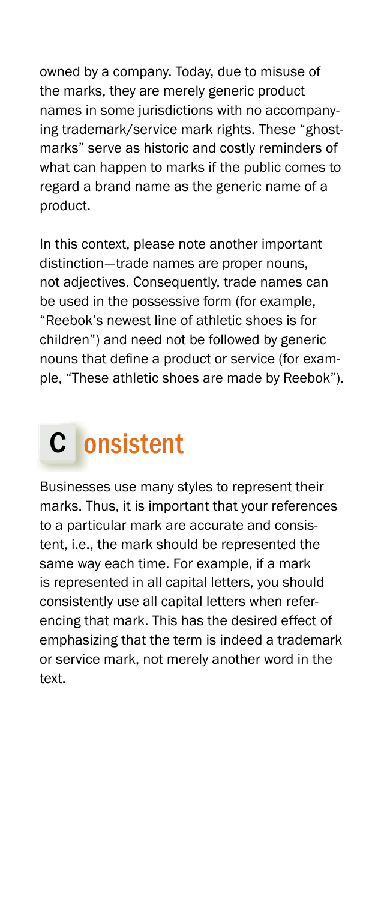owned by a company. Today, due to misuse of the marks, they are merely generic product names in some jurisdictions with no accompanying trademark/service mark rights. These "ghostmarks" serve as historic and costly reminders of what can happen to marks if the public comes to regard a brand name as the generic name of a product.

In this context, please note another important distinction—trade names are proper nouns, not adjectives. Consequently, trade names can be used in the possessive form (for example, "Reebok's newest line of athletic shoes is for children") and need not be followed by generic nouns that define a product or service (for example, "These athletic shoes are made by Reebok").

## Consistent

Businesses use many styles to represent their marks. Thus, it is important that your references to a particular mark are accurate and consistent, i.e., the mark should be represented the same way each time. For example, if a mark is represented in all capital letters, you should consistently use all capital letters when referencing that mark. This has the desired effect of emphasizing that the term is indeed a trademark or service mark, not merely another word in the text.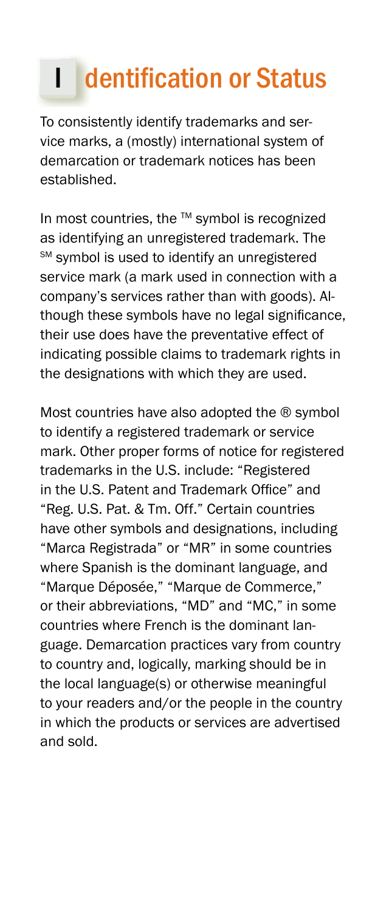# Identification or Status

To consistently identify trademarks and service marks, a (mostly) international system of demarcation or trademark notices has been established.

In most countries, the ™ symbol is recognized as identifying an unregistered trademark. The ℠ symbol is used to identify an unregistered service mark (a mark used in connection with a company's services rather than with goods). Although these symbols have no legal significance, their use does have the preventative effect of indicating possible claims to trademark rights in the designations with which they are used.

Most countries have also adopted the ® symbol to identify a registered trademark or service mark. Other proper forms of notice for registered trademarks in the U.S. include: "Registered in the U.S. Patent and Trademark Office" and "Reg. U.S. Pat. & Tm. Off." Certain countries have other symbols and designations, including "Marca Registrada" or "MR" in some countries where Spanish is the dominant language, and "Marque Déposée," "Marque de Commerce," or their abbreviations, "MD" and "MC," in some countries where French is the dominant language. Demarcation practices vary from country to country and, logically, marking should be in the local language(s) or otherwise meaningful to your readers and/or the people in the country in which the products or services are advertised and sold.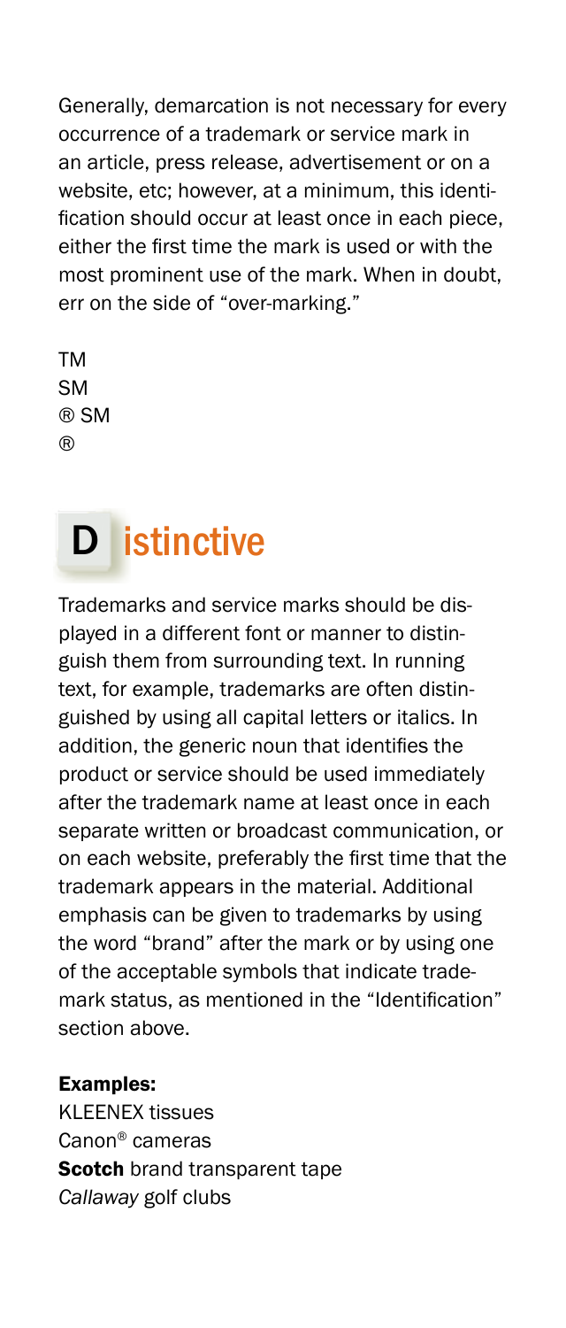Generally, demarcation is not necessary for every occurrence of a trademark or service mark in an article, press release, advertisement or on a website, etc; however, at a minimum, this identification should occur at least once in each piece, either the first time the mark is used or with the most prominent use of the mark. When in doubt, err on the side of "over-marking."

TM
SM
® SM
®

## D istinctive

Trademarks and service marks should be displayed in a different font or manner to distinguish them from surrounding text. In running text, for example, trademarks are often distinguished by using all capital letters or italics. In addition, the generic noun that identifies the product or service should be used immediately after the trademark name at least once in each separate written or broadcast communication, or on each website, preferably the first time that the trademark appears in the material. Additional emphasis can be given to trademarks by using the word "brand" after the mark or by using one of the acceptable symbols that indicate trademark status, as mentioned in the "Identification" section above.

**Examples:**

KLEENEX tissues
Canon® cameras
**Scotch** brand transparent tape
*Callaway* golf clubs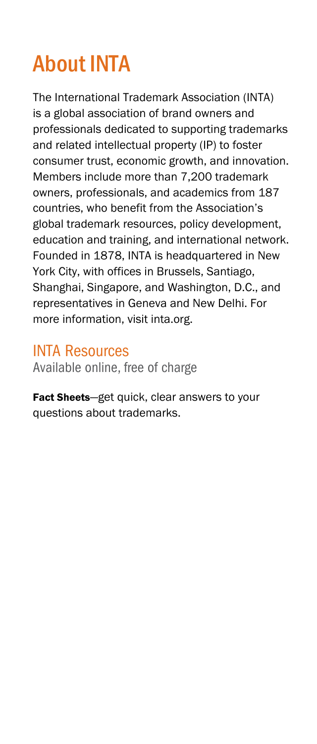# About INTA

The International Trademark Association (INTA) is a global association of brand owners and professionals dedicated to supporting trademarks and related intellectual property (IP) to foster consumer trust, economic growth, and innovation. Members include more than 7,200 trademark owners, professionals, and academics from 187 countries, who benefit from the Association's global trademark resources, policy development, education and training, and international network. Founded in 1878, INTA is headquartered in New York City, with offices in Brussels, Santiago, Shanghai, Singapore, and Washington, D.C., and representatives in Geneva and New Delhi. For more information, visit inta.org.

## INTA Resources

Available online, free of charge

**Fact Sheets**—get quick, clear answers to your questions about trademarks.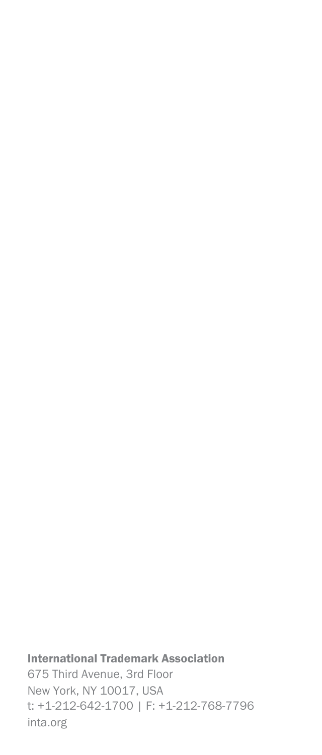**International Trademark Association**
675 Third Avenue, 3rd Floor
New York, NY 10017, USA
t: +1-212-642-1700 | F: +1-212-768-7796
inta.org